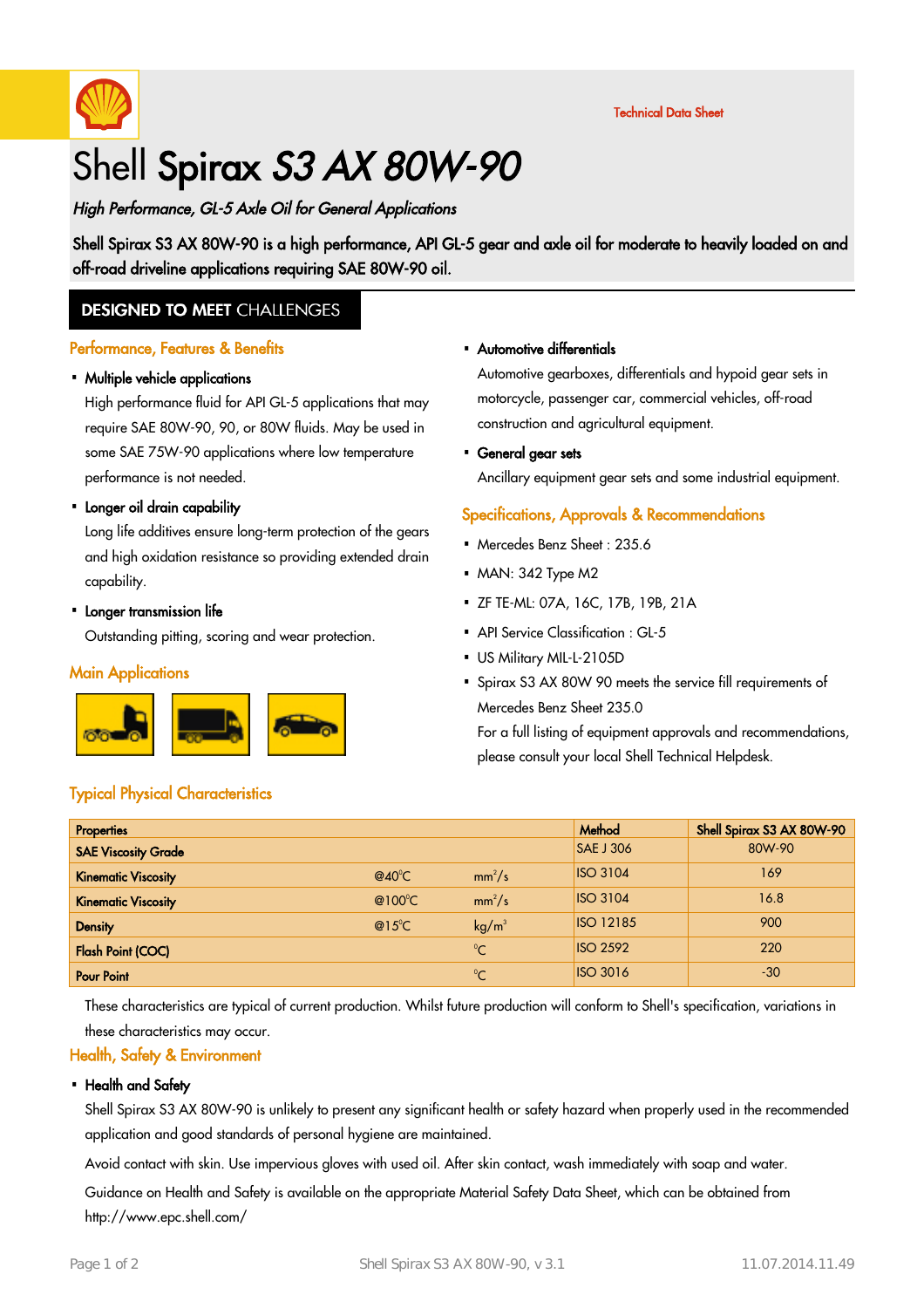Technical Data Sheet

# Shell **Spirax** *S3 AX 80W-90*

*High Performance, GL-5 Axle Oil for General Applications*

Shell Spirax S3 AX 80W-90 is a high performance, API GL-5 gear and axle oil for moderate to heavily loaded on and off-road driveline applications requiring SAE 80W-90 oil.

## DESIGNED TO MEET CHALLENGES

### Performance, Features & Benefits

- **Multiple vehicle applications**

  High performance fluid for API GL-5 applications that may require SAE 80W-90, 90, or 80W fluids. May be used in some SAE 75W-90 applications where low temperature performance is not needed.

- **Longer oil drain capability**

  Long life additives ensure long-term protection of the gears and high oxidation resistance so providing extended drain capability.

- **Longer transmission life**

  Outstanding pitting, scoring and wear protection.

### Main Applications

- **Automotive differentials**

  Automotive gearboxes, differentials and hypoid gear sets in motorcycle, passenger car, commercial vehicles, off-road construction and agricultural equipment.

- **General gear sets**

  Ancillary equipment gear sets and some industrial equipment.

### Specifications, Approvals & Recommendations

- Mercedes Benz Sheet : 235.6
- MAN: 342 Type M2
- ZF TE-ML: 07A, 16C, 17B, 19B, 21A
- API Service Classification : GL-5
- US Military MIL-L-2105D
- Spirax S3 AX 80W 90 meets the service fill requirements of Mercedes Benz Sheet 235.0

  For a full listing of equipment approvals and recommendations, please consult your local Shell Technical Helpdesk.

### Typical Physical Characteristics

| Properties | | | Method | Shell Spirax S3 AX 80W-90 |
|---|---|---|---|---|
| **SAE Viscosity Grade** | | | SAE J 306 | 80W-90 |
| **Kinematic Viscosity** | @40°C | $mm^2/s$ | ISO 3104 | 169 |
| **Kinematic Viscosity** | @100°C | $mm^2/s$ | ISO 3104 | 16.8 |
| **Density** | @15°C | $kg/m^3$ | ISO 12185 | 900 |
| **Flash Point (COC)** | | °C | ISO 2592 | 220 |
| **Pour Point** | | °C | ISO 3016 | -30 |

These characteristics are typical of current production. Whilst future production will conform to Shell's specification, variations in these characteristics may occur.

### Health, Safety & Environment

- **Health and Safety**

  Shell Spirax S3 AX 80W-90 is unlikely to present any significant health or safety hazard when properly used in the recommended application and good standards of personal hygiene are maintained.

  Avoid contact with skin. Use impervious gloves with used oil. After skin contact, wash immediately with soap and water.

  Guidance on Health and Safety is available on the appropriate Material Safety Data Sheet, which can be obtained from http://www.epc.shell.com/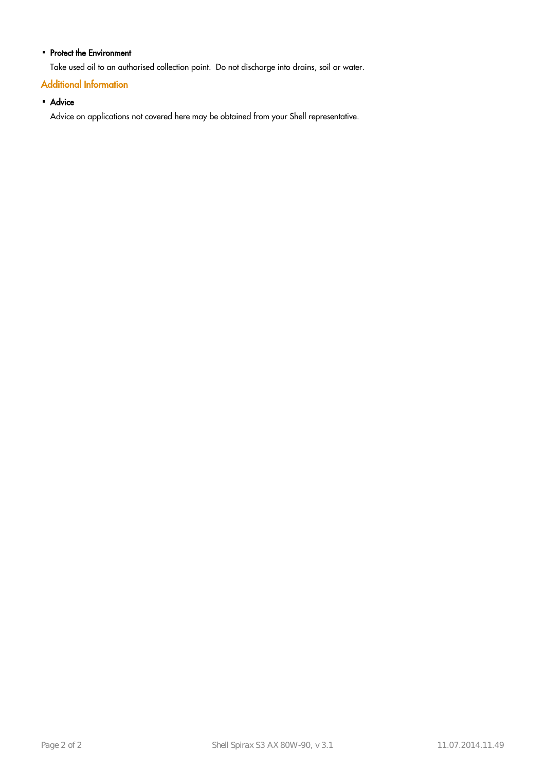- **Protect the Environment**

  Take used oil to an authorised collection point. Do not discharge into drains, soil or water.

## Additional Information

- **Advice**

  Advice on applications not covered here may be obtained from your Shell representative.